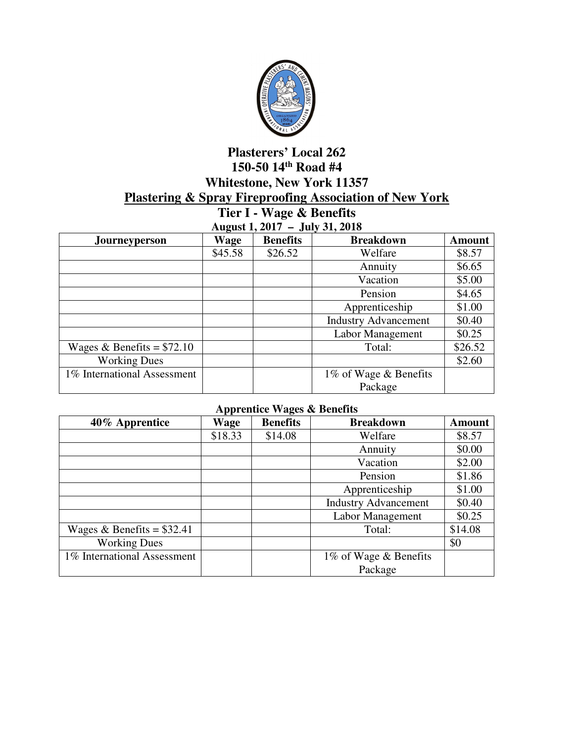# Plasterers' Local 262
## 150-50 14th Road #4
## Whitestone, New York 11357
## Plastering & Spray Fireproofing Association of New York
### Tier I - Wage & Benefits
**August 1, 2017 – July 31, 2018**

| Journeyperson | Wage | Benefits | Breakdown | Amount |
|---|---|---|---|---|
| | $45.58 | $26.52 | Welfare | $8.57 |
| | | | Annuity | $6.65 |
| | | | Vacation | $5.00 |
| | | | Pension | $4.65 |
| | | | Apprenticeship | $1.00 |
| | | | Industry Advancement | $0.40 |
| | | | Labor Management | $0.25 |
| Wages & Benefits = $72.10 | | | Total: | $26.52 |
| Working Dues | | | | $2.60 |
| 1% International Assessment | | | 1% of Wage & Benefits Package | |

**Apprentice Wages & Benefits**

| 40% Apprentice | Wage | Benefits | Breakdown | Amount |
|---|---|---|---|---|
| | $18.33 | $14.08 | Welfare | $8.57 |
| | | | Annuity | $0.00 |
| | | | Vacation | $2.00 |
| | | | Pension | $1.86 |
| | | | Apprenticeship | $1.00 |
| | | | Industry Advancement | $0.40 |
| | | | Labor Management | $0.25 |
| Wages & Benefits = $32.41 | | | Total: | $14.08 |
| Working Dues | | | | $0 |
| 1% International Assessment | | | 1% of Wage & Benefits Package | |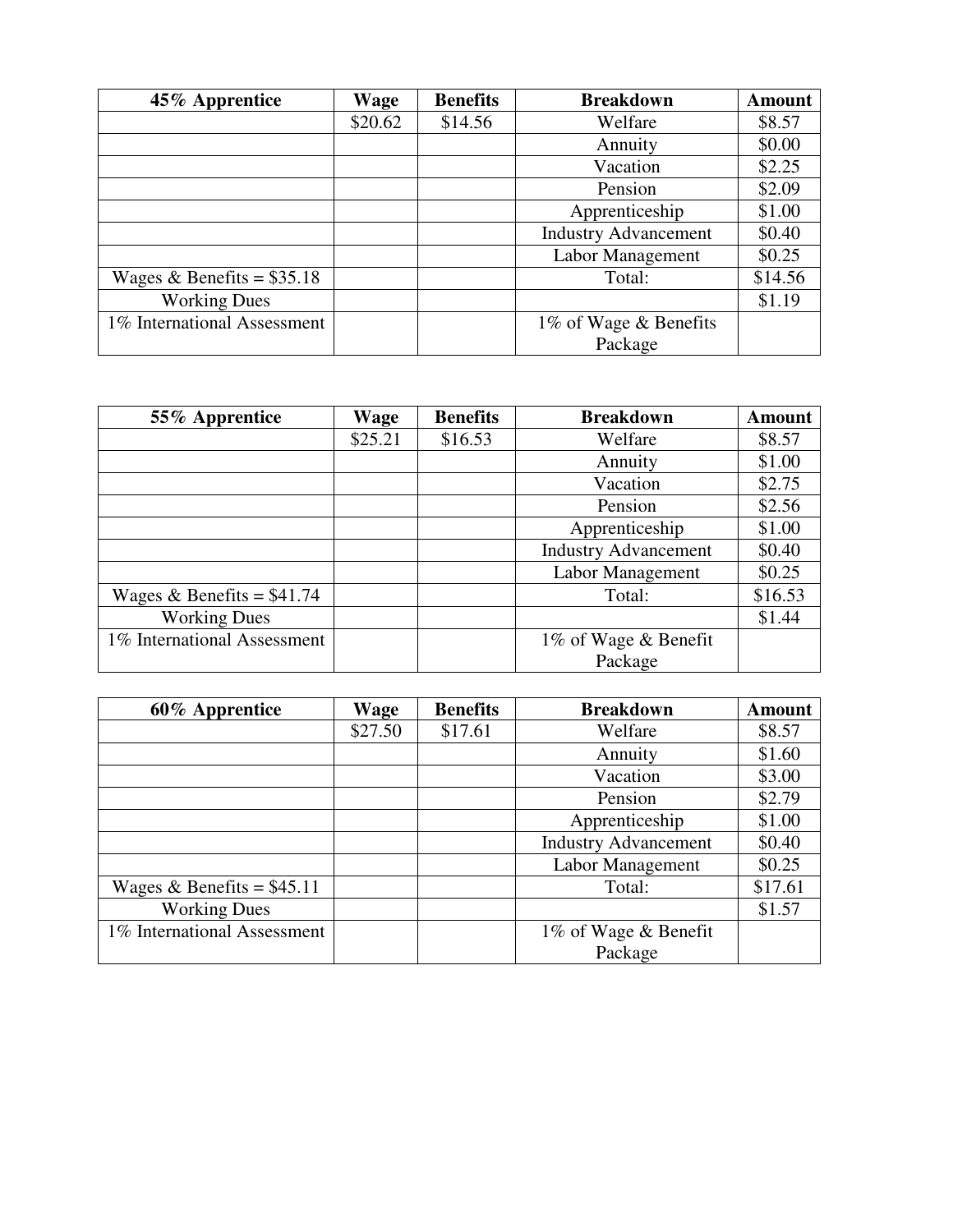| 45% Apprentice | Wage | Benefits | Breakdown | Amount |
|---|---|---|---|---|
| | $20.62 | $14.56 | Welfare | $8.57 |
| | | | Annuity | $0.00 |
| | | | Vacation | $2.25 |
| | | | Pension | $2.09 |
| | | | Apprenticeship | $1.00 |
| | | | Industry Advancement | $0.40 |
| | | | Labor Management | $0.25 |
| Wages & Benefits = $35.18 | | | Total: | $14.56 |
| Working Dues | | | | $1.19 |
| 1% International Assessment | | | 1% of Wage & Benefits Package | |

| 55% Apprentice | Wage | Benefits | Breakdown | Amount |
|---|---|---|---|---|
| | $25.21 | $16.53 | Welfare | $8.57 |
| | | | Annuity | $1.00 |
| | | | Vacation | $2.75 |
| | | | Pension | $2.56 |
| | | | Apprenticeship | $1.00 |
| | | | Industry Advancement | $0.40 |
| | | | Labor Management | $0.25 |
| Wages & Benefits = $41.74 | | | Total: | $16.53 |
| Working Dues | | | | $1.44 |
| 1% International Assessment | | | 1% of Wage & Benefit Package | |

| 60% Apprentice | Wage | Benefits | Breakdown | Amount |
|---|---|---|---|---|
| | $27.50 | $17.61 | Welfare | $8.57 |
| | | | Annuity | $1.60 |
| | | | Vacation | $3.00 |
| | | | Pension | $2.79 |
| | | | Apprenticeship | $1.00 |
| | | | Industry Advancement | $0.40 |
| | | | Labor Management | $0.25 |
| Wages & Benefits = $45.11 | | | Total: | $17.61 |
| Working Dues | | | | $1.57 |
| 1% International Assessment | | | 1% of Wage & Benefit Package | |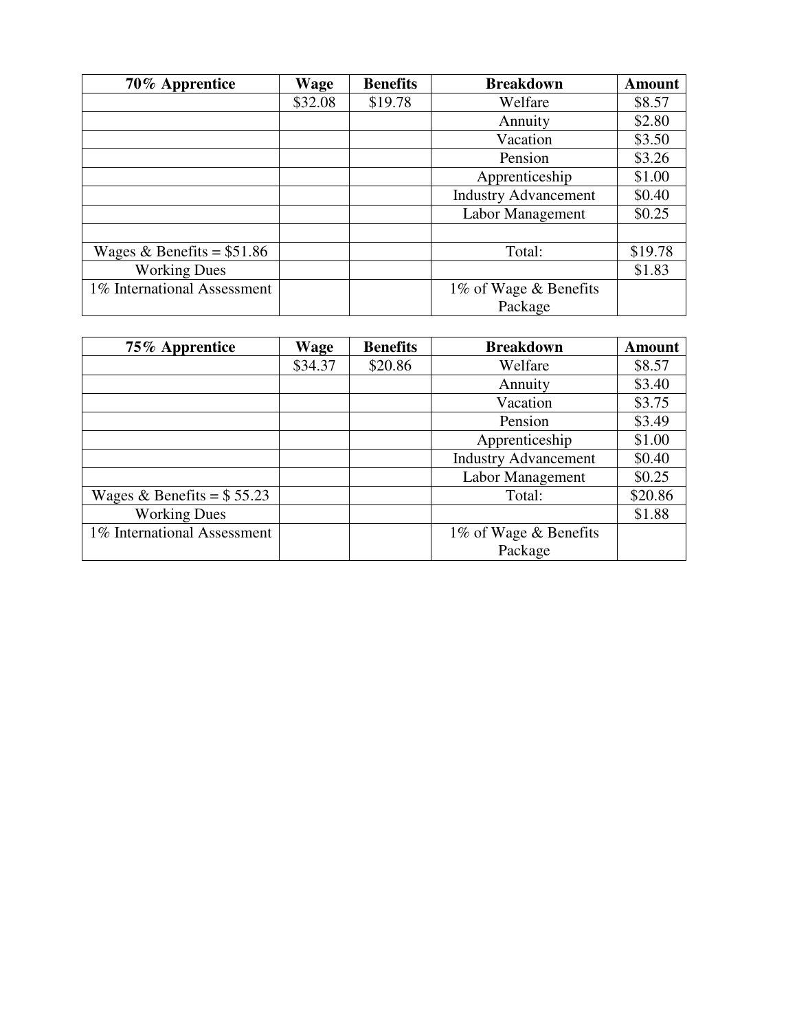| 70% Apprentice | Wage | Benefits | Breakdown | Amount |
|---|---|---|---|---|
| | $32.08 | $19.78 | Welfare | $8.57 |
| | | | Annuity | $2.80 |
| | | | Vacation | $3.50 |
| | | | Pension | $3.26 |
| | | | Apprenticeship | $1.00 |
| | | | Industry Advancement | $0.40 |
| | | | Labor Management | $0.25 |
| | | | | |
| Wages & Benefits = $51.86 | | | Total: | $19.78 |
| Working Dues | | | | $1.83 |
| 1% International Assessment | | | 1% of Wage & Benefits Package | |

| 75% Apprentice | Wage | Benefits | Breakdown | Amount |
|---|---|---|---|---|
| | $34.37 | $20.86 | Welfare | $8.57 |
| | | | Annuity | $3.40 |
| | | | Vacation | $3.75 |
| | | | Pension | $3.49 |
| | | | Apprenticeship | $1.00 |
| | | | Industry Advancement | $0.40 |
| | | | Labor Management | $0.25 |
| Wages & Benefits = $ 55.23 | | | Total: | $20.86 |
| Working Dues | | | | $1.88 |
| 1% International Assessment | | | 1% of Wage & Benefits Package | |